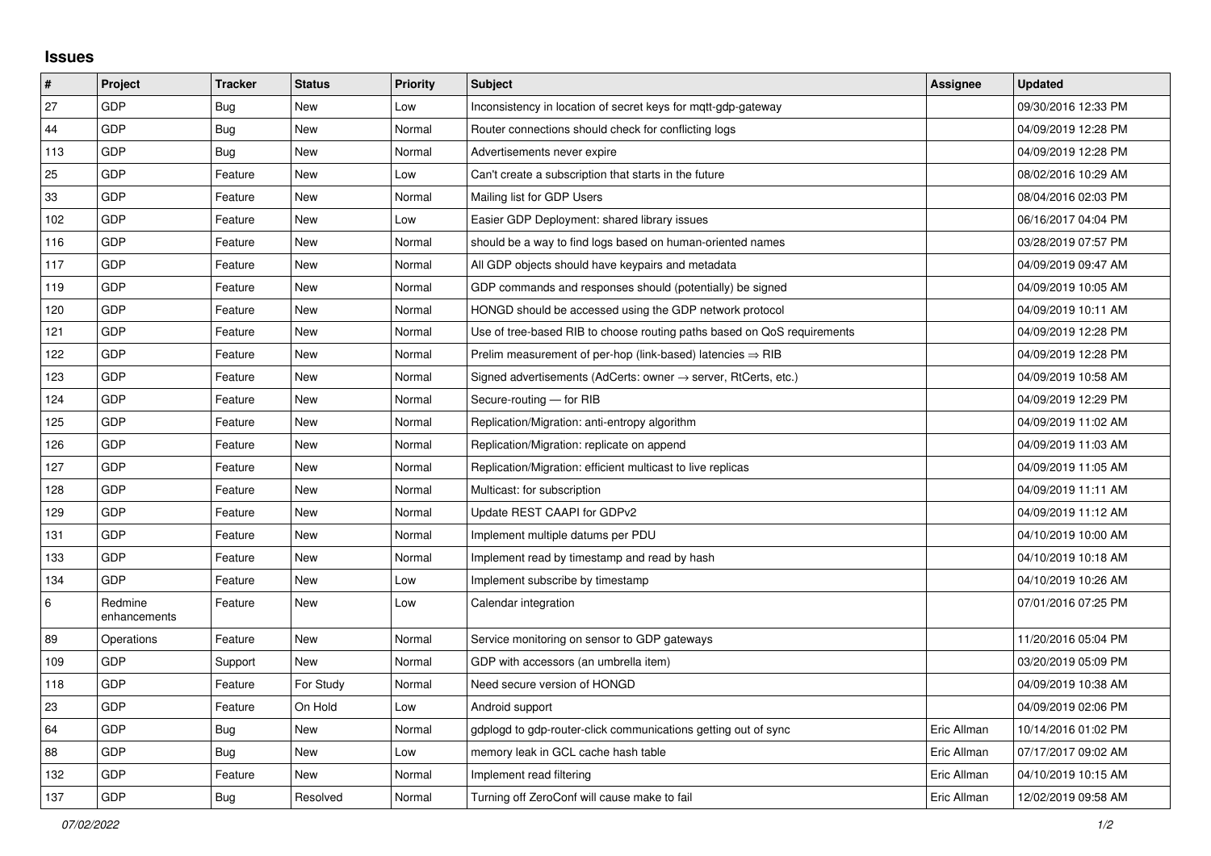## Issues

| # | Project | Tracker | Status | Priority | Subject | Assignee | Updated |
|---|---|---|---|---|---|---|---|
| 27 | GDP | Bug | New | Low | Inconsistency in location of secret keys for mqtt-gdp-gateway | | 09/30/2016 12:33 PM |
| 44 | GDP | Bug | New | Normal | Router connections should check for conflicting logs | | 04/09/2019 12:28 PM |
| 113 | GDP | Bug | New | Normal | Advertisements never expire | | 04/09/2019 12:28 PM |
| 25 | GDP | Feature | New | Low | Can't create a subscription that starts in the future | | 08/02/2016 10:29 AM |
| 33 | GDP | Feature | New | Normal | Mailing list for GDP Users | | 08/04/2016 02:03 PM |
| 102 | GDP | Feature | New | Low | Easier GDP Deployment: shared library issues | | 06/16/2017 04:04 PM |
| 116 | GDP | Feature | New | Normal | should be a way to find logs based on human-oriented names | | 03/28/2019 07:57 PM |
| 117 | GDP | Feature | New | Normal | All GDP objects should have keypairs and metadata | | 04/09/2019 09:47 AM |
| 119 | GDP | Feature | New | Normal | GDP commands and responses should (potentially) be signed | | 04/09/2019 10:05 AM |
| 120 | GDP | Feature | New | Normal | HONGD should be accessed using the GDP network protocol | | 04/09/2019 10:11 AM |
| 121 | GDP | Feature | New | Normal | Use of tree-based RIB to choose routing paths based on QoS requirements | | 04/09/2019 12:28 PM |
| 122 | GDP | Feature | New | Normal | Prelim measurement of per-hop (link-based) latencies ⇒ RIB | | 04/09/2019 12:28 PM |
| 123 | GDP | Feature | New | Normal | Signed advertisements (AdCerts: owner → server, RtCerts, etc.) | | 04/09/2019 10:58 AM |
| 124 | GDP | Feature | New | Normal | Secure-routing — for RIB | | 04/09/2019 12:29 PM |
| 125 | GDP | Feature | New | Normal | Replication/Migration: anti-entropy algorithm | | 04/09/2019 11:02 AM |
| 126 | GDP | Feature | New | Normal | Replication/Migration: replicate on append | | 04/09/2019 11:03 AM |
| 127 | GDP | Feature | New | Normal | Replication/Migration: efficient multicast to live replicas | | 04/09/2019 11:05 AM |
| 128 | GDP | Feature | New | Normal | Multicast: for subscription | | 04/09/2019 11:11 AM |
| 129 | GDP | Feature | New | Normal | Update REST CAAPI for GDPv2 | | 04/09/2019 11:12 AM |
| 131 | GDP | Feature | New | Normal | Implement multiple datums per PDU | | 04/10/2019 10:00 AM |
| 133 | GDP | Feature | New | Normal | Implement read by timestamp and read by hash | | 04/10/2019 10:18 AM |
| 134 | GDP | Feature | New | Low | Implement subscribe by timestamp | | 04/10/2019 10:26 AM |
| 6 | Redmine enhancements | Feature | New | Low | Calendar integration | | 07/01/2016 07:25 PM |
| 89 | Operations | Feature | New | Normal | Service monitoring on sensor to GDP gateways | | 11/20/2016 05:04 PM |
| 109 | GDP | Support | New | Normal | GDP with accessors (an umbrella item) | | 03/20/2019 05:09 PM |
| 118 | GDP | Feature | For Study | Normal | Need secure version of HONGD | | 04/09/2019 10:38 AM |
| 23 | GDP | Feature | On Hold | Low | Android support | | 04/09/2019 02:06 PM |
| 64 | GDP | Bug | New | Normal | gdplogd to gdp-router-click communications getting out of sync | Eric Allman | 10/14/2016 01:02 PM |
| 88 | GDP | Bug | New | Low | memory leak in GCL cache hash table | Eric Allman | 07/17/2017 09:02 AM |
| 132 | GDP | Feature | New | Normal | Implement read filtering | Eric Allman | 04/10/2019 10:15 AM |
| 137 | GDP | Bug | Resolved | Normal | Turning off ZeroConf will cause make to fail | Eric Allman | 12/02/2019 09:58 AM |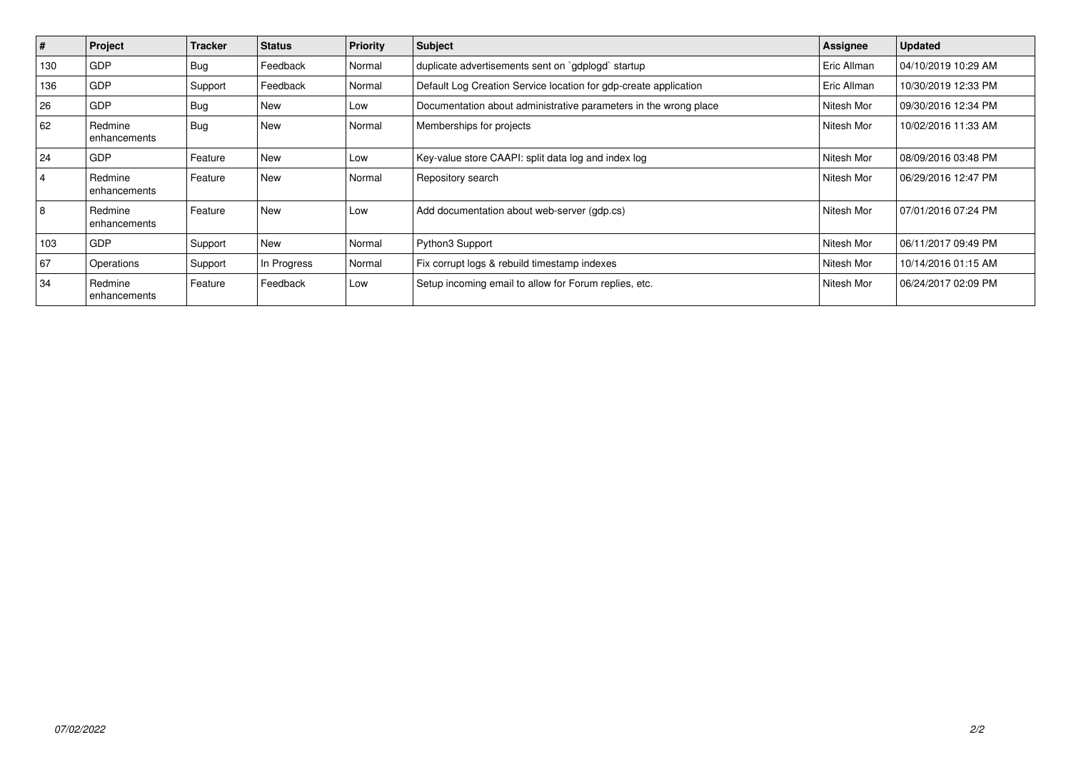| # | Project | Tracker | Status | Priority | Subject | Assignee | Updated |
|---|---|---|---|---|---|---|---|
| 130 | GDP | Bug | Feedback | Normal | duplicate advertisements sent on `gdplogd` startup | Eric Allman | 04/10/2019 10:29 AM |
| 136 | GDP | Support | Feedback | Normal | Default Log Creation Service location for gdp-create application | Eric Allman | 10/30/2019 12:33 PM |
| 26 | GDP | Bug | New | Low | Documentation about administrative parameters in the wrong place | Nitesh Mor | 09/30/2016 12:34 PM |
| 62 | Redmine enhancements | Bug | New | Normal | Memberships for projects | Nitesh Mor | 10/02/2016 11:33 AM |
| 24 | GDP | Feature | New | Low | Key-value store CAAPI: split data log and index log | Nitesh Mor | 08/09/2016 03:48 PM |
| 4 | Redmine enhancements | Feature | New | Normal | Repository search | Nitesh Mor | 06/29/2016 12:47 PM |
| 8 | Redmine enhancements | Feature | New | Low | Add documentation about web-server (gdp.cs) | Nitesh Mor | 07/01/2016 07:24 PM |
| 103 | GDP | Support | New | Normal | Python3 Support | Nitesh Mor | 06/11/2017 09:49 PM |
| 67 | Operations | Support | In Progress | Normal | Fix corrupt logs & rebuild timestamp indexes | Nitesh Mor | 10/14/2016 01:15 AM |
| 34 | Redmine enhancements | Feature | Feedback | Low | Setup incoming email to allow for Forum replies, etc. | Nitesh Mor | 06/24/2017 02:09 PM |